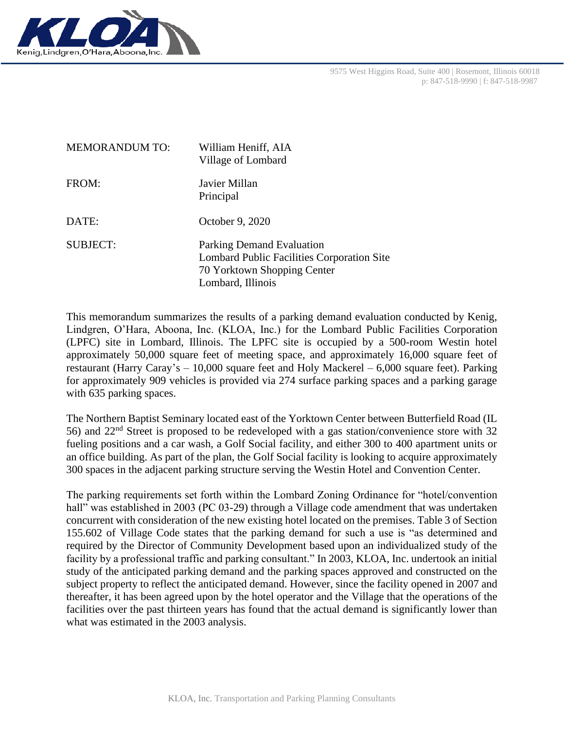9575 West Higgins Road, Suite 400 | Rosemont, Illinois 60018
p: 847-518-9990 | f: 847-518-9987

| | |
|---|---|
| MEMORANDUM TO: | William Heniff, AIA<br>Village of Lombard |
| FROM: | Javier Millan<br>Principal |
| DATE: | October 9, 2020 |
| SUBJECT: | Parking Demand Evaluation<br>Lombard Public Facilities Corporation Site<br>70 Yorktown Shopping Center<br>Lombard, Illinois |

This memorandum summarizes the results of a parking demand evaluation conducted by Kenig, Lindgren, O'Hara, Aboona, Inc. (KLOA, Inc.) for the Lombard Public Facilities Corporation (LPFC) site in Lombard, Illinois. The LPFC site is occupied by a 500-room Westin hotel approximately 50,000 square feet of meeting space, and approximately 16,000 square feet of restaurant (Harry Caray's – 10,000 square feet and Holy Mackerel – 6,000 square feet). Parking for approximately 909 vehicles is provided via 274 surface parking spaces and a parking garage with 635 parking spaces.

The Northern Baptist Seminary located east of the Yorktown Center between Butterfield Road (IL 56) and 22nd Street is proposed to be redeveloped with a gas station/convenience store with 32 fueling positions and a car wash, a Golf Social facility, and either 300 to 400 apartment units or an office building. As part of the plan, the Golf Social facility is looking to acquire approximately 300 spaces in the adjacent parking structure serving the Westin Hotel and Convention Center.

The parking requirements set forth within the Lombard Zoning Ordinance for "hotel/convention hall" was established in 2003 (PC 03-29) through a Village code amendment that was undertaken concurrent with consideration of the new existing hotel located on the premises. Table 3 of Section 155.602 of Village Code states that the parking demand for such a use is "as determined and required by the Director of Community Development based upon an individualized study of the facility by a professional traffic and parking consultant." In 2003, KLOA, Inc. undertook an initial study of the anticipated parking demand and the parking spaces approved and constructed on the subject property to reflect the anticipated demand. However, since the facility opened in 2007 and thereafter, it has been agreed upon by the hotel operator and the Village that the operations of the facilities over the past thirteen years has found that the actual demand is significantly lower than what was estimated in the 2003 analysis.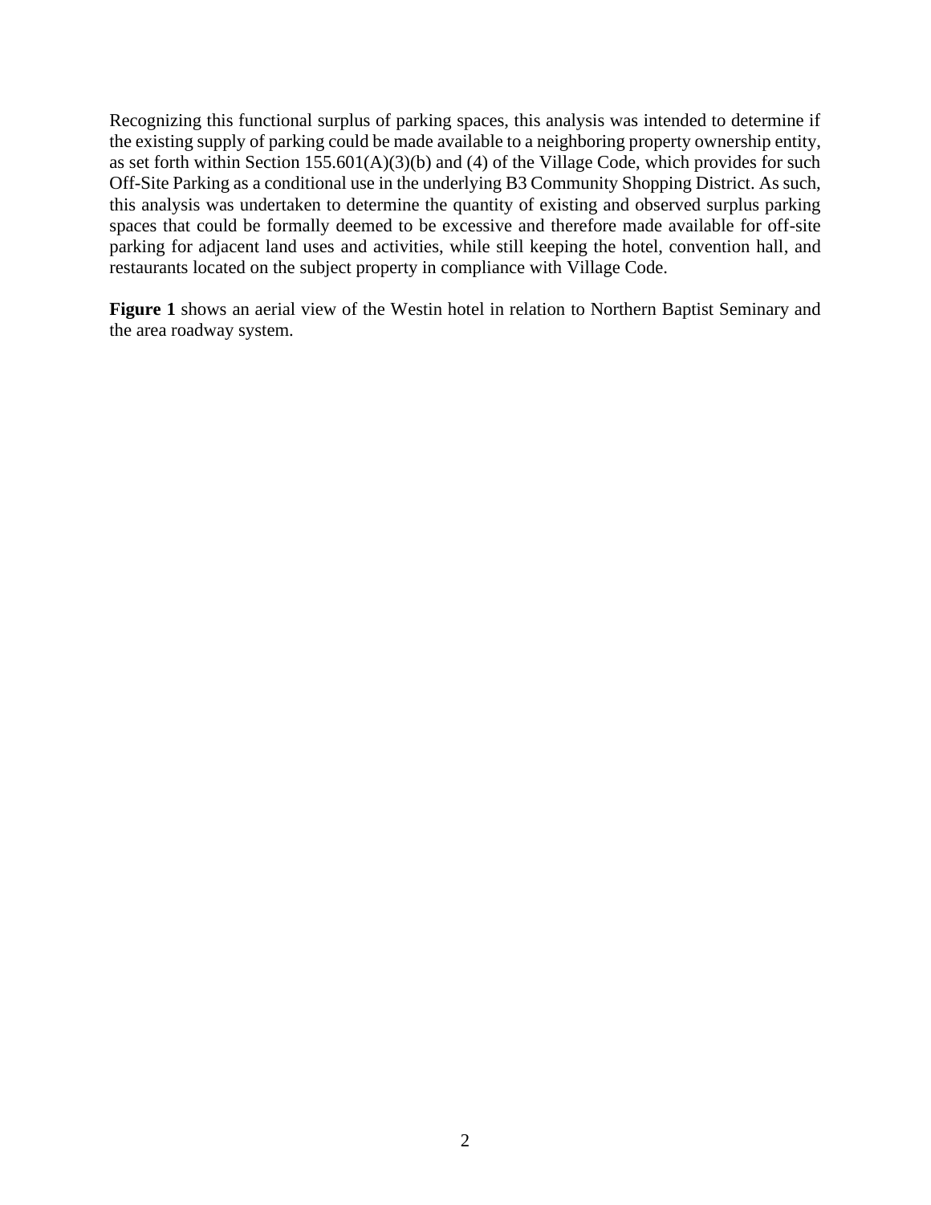Recognizing this functional surplus of parking spaces, this analysis was intended to determine if the existing supply of parking could be made available to a neighboring property ownership entity, as set forth within Section 155.601(A)(3)(b) and (4) of the Village Code, which provides for such Off-Site Parking as a conditional use in the underlying B3 Community Shopping District. As such, this analysis was undertaken to determine the quantity of existing and observed surplus parking spaces that could be formally deemed to be excessive and therefore made available for off-site parking for adjacent land uses and activities, while still keeping the hotel, convention hall, and restaurants located on the subject property in compliance with Village Code.

**Figure 1** shows an aerial view of the Westin hotel in relation to Northern Baptist Seminary and the area roadway system.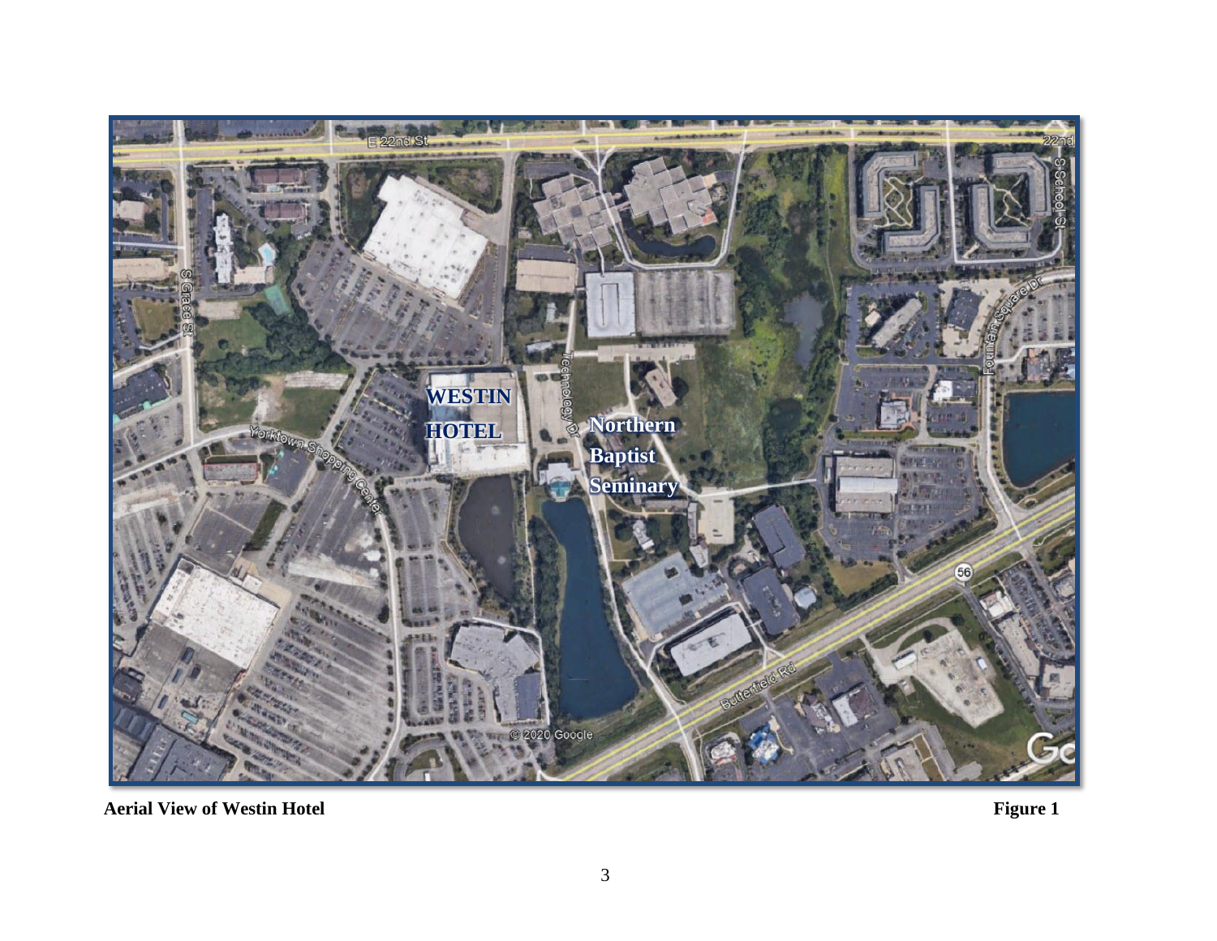**Aerial View of Westin Hotel** **Figure 1**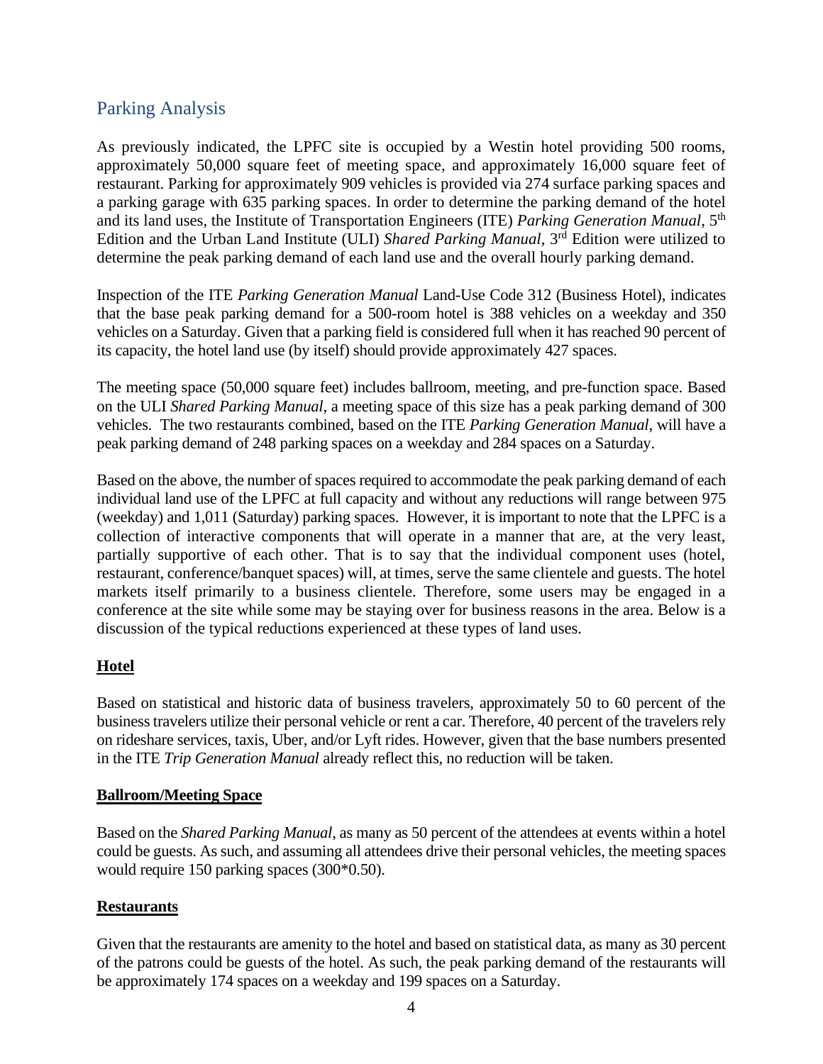## Parking Analysis

As previously indicated, the LPFC site is occupied by a Westin hotel providing 500 rooms, approximately 50,000 square feet of meeting space, and approximately 16,000 square feet of restaurant. Parking for approximately 909 vehicles is provided via 274 surface parking spaces and a parking garage with 635 parking spaces. In order to determine the parking demand of the hotel and its land uses, the Institute of Transportation Engineers (ITE) *Parking Generation Manual*, 5th Edition and the Urban Land Institute (ULI) *Shared Parking Manual*, 3rd Edition were utilized to determine the peak parking demand of each land use and the overall hourly parking demand.

Inspection of the ITE *Parking Generation Manual* Land-Use Code 312 (Business Hotel), indicates that the base peak parking demand for a 500-room hotel is 388 vehicles on a weekday and 350 vehicles on a Saturday. Given that a parking field is considered full when it has reached 90 percent of its capacity, the hotel land use (by itself) should provide approximately 427 spaces.

The meeting space (50,000 square feet) includes ballroom, meeting, and pre-function space. Based on the ULI *Shared Parking Manual*, a meeting space of this size has a peak parking demand of 300 vehicles. The two restaurants combined, based on the ITE *Parking Generation Manual*, will have a peak parking demand of 248 parking spaces on a weekday and 284 spaces on a Saturday.

Based on the above, the number of spaces required to accommodate the peak parking demand of each individual land use of the LPFC at full capacity and without any reductions will range between 975 (weekday) and 1,011 (Saturday) parking spaces. However, it is important to note that the LPFC is a collection of interactive components that will operate in a manner that are, at the very least, partially supportive of each other. That is to say that the individual component uses (hotel, restaurant, conference/banquet spaces) will, at times, serve the same clientele and guests. The hotel markets itself primarily to a business clientele. Therefore, some users may be engaged in a conference at the site while some may be staying over for business reasons in the area. Below is a discussion of the typical reductions experienced at these types of land uses.

**Hotel**

Based on statistical and historic data of business travelers, approximately 50 to 60 percent of the business travelers utilize their personal vehicle or rent a car. Therefore, 40 percent of the travelers rely on rideshare services, taxis, Uber, and/or Lyft rides. However, given that the base numbers presented in the ITE *Trip Generation Manual* already reflect this, no reduction will be taken.

**Ballroom/Meeting Space**

Based on the *Shared Parking Manual*, as many as 50 percent of the attendees at events within a hotel could be guests. As such, and assuming all attendees drive their personal vehicles, the meeting spaces would require 150 parking spaces (300*0.50).

**Restaurants**

Given that the restaurants are amenity to the hotel and based on statistical data, as many as 30 percent of the patrons could be guests of the hotel. As such, the peak parking demand of the restaurants will be approximately 174 spaces on a weekday and 199 spaces on a Saturday.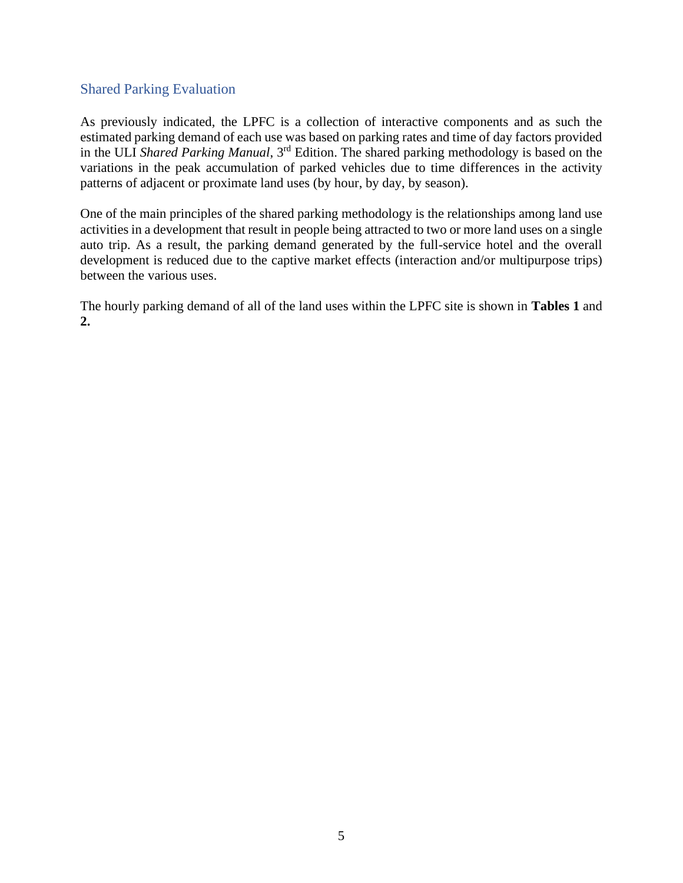## Shared Parking Evaluation

As previously indicated, the LPFC is a collection of interactive components and as such the estimated parking demand of each use was based on parking rates and time of day factors provided in the ULI *Shared Parking Manual*, 3rd Edition. The shared parking methodology is based on the variations in the peak accumulation of parked vehicles due to time differences in the activity patterns of adjacent or proximate land uses (by hour, by day, by season).

One of the main principles of the shared parking methodology is the relationships among land use activities in a development that result in people being attracted to two or more land uses on a single auto trip. As a result, the parking demand generated by the full-service hotel and the overall development is reduced due to the captive market effects (interaction and/or multipurpose trips) between the various uses.

The hourly parking demand of all of the land uses within the LPFC site is shown in **Tables 1** and **2.**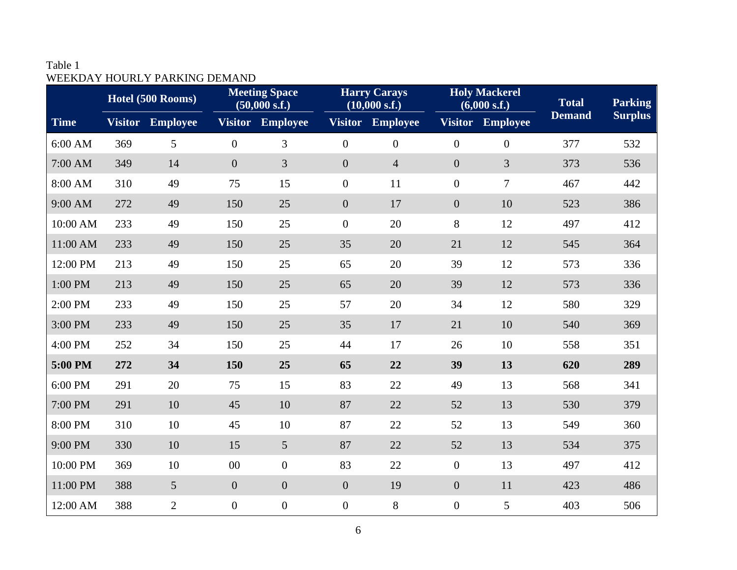Table 1
WEEKDAY HOURLY PARKING DEMAND

| Time | Hotel (500 Rooms) | | Meeting Space (50,000 s.f.) | | Harry Carays (10,000 s.f.) | | Holy Mackerel (6,000 s.f.) | | Total Demand | Parking Surplus |
|---|---|---|---|---|---|---|---|---|---|---|
| | Visitor | Employee | Visitor | Employee | Visitor | Employee | Visitor | Employee | | |
| 6:00 AM | 369 | 5 | 0 | 3 | 0 | 0 | 0 | 0 | 377 | 532 |
| 7:00 AM | 349 | 14 | 0 | 3 | 0 | 4 | 0 | 3 | 373 | 536 |
| 8:00 AM | 310 | 49 | 75 | 15 | 0 | 11 | 0 | 7 | 467 | 442 |
| 9:00 AM | 272 | 49 | 150 | 25 | 0 | 17 | 0 | 10 | 523 | 386 |
| 10:00 AM | 233 | 49 | 150 | 25 | 0 | 20 | 8 | 12 | 497 | 412 |
| 11:00 AM | 233 | 49 | 150 | 25 | 35 | 20 | 21 | 12 | 545 | 364 |
| 12:00 PM | 213 | 49 | 150 | 25 | 65 | 20 | 39 | 12 | 573 | 336 |
| 1:00 PM | 213 | 49 | 150 | 25 | 65 | 20 | 39 | 12 | 573 | 336 |
| 2:00 PM | 233 | 49 | 150 | 25 | 57 | 20 | 34 | 12 | 580 | 329 |
| 3:00 PM | 233 | 49 | 150 | 25 | 35 | 17 | 21 | 10 | 540 | 369 |
| 4:00 PM | 252 | 34 | 150 | 25 | 44 | 17 | 26 | 10 | 558 | 351 |
| **5:00 PM** | **272** | **34** | **150** | **25** | **65** | **22** | **39** | **13** | **620** | **289** |
| 6:00 PM | 291 | 20 | 75 | 15 | 83 | 22 | 49 | 13 | 568 | 341 |
| 7:00 PM | 291 | 10 | 45 | 10 | 87 | 22 | 52 | 13 | 530 | 379 |
| 8:00 PM | 310 | 10 | 45 | 10 | 87 | 22 | 52 | 13 | 549 | 360 |
| 9:00 PM | 330 | 10 | 15 | 5 | 87 | 22 | 52 | 13 | 534 | 375 |
| 10:00 PM | 369 | 10 | 00 | 0 | 83 | 22 | 0 | 13 | 497 | 412 |
| 11:00 PM | 388 | 5 | 0 | 0 | 0 | 19 | 0 | 11 | 423 | 486 |
| 12:00 AM | 388 | 2 | 0 | 0 | 0 | 8 | 0 | 5 | 403 | 506 |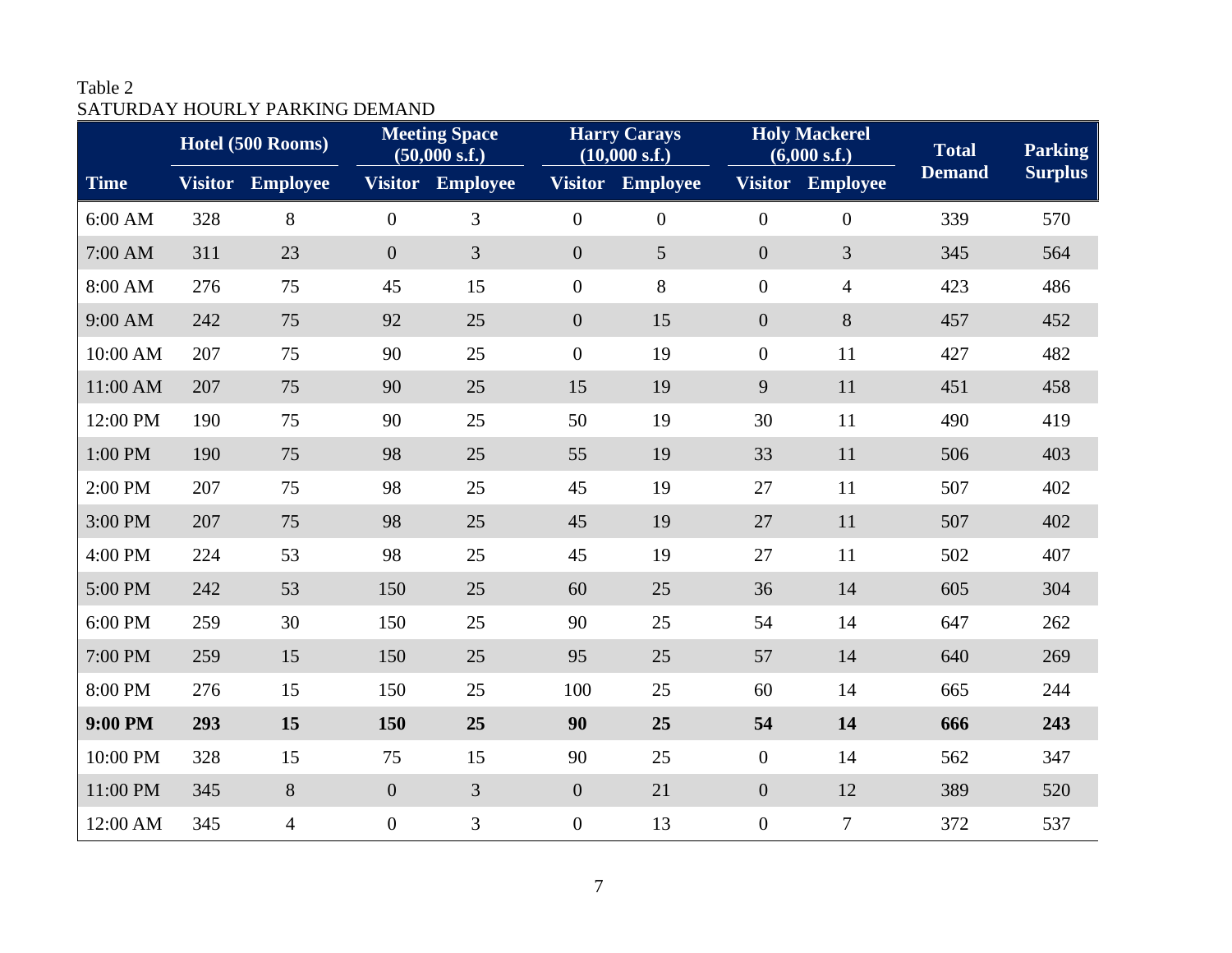Table 2
SATURDAY HOURLY PARKING DEMAND

| Time | Hotel (500 Rooms) | | Meeting Space (50,000 s.f.) | | Harry Carays (10,000 s.f.) | | Holy Mackerel (6,000 s.f.) | | Total Demand | Parking Surplus |
|---|---|---|---|---|---|---|---|---|---|---|
| | Visitor | Employee | Visitor | Employee | Visitor | Employee | Visitor | Employee | | |
| 6:00 AM | 328 | 8 | 0 | 3 | 0 | 0 | 0 | 0 | 339 | 570 |
| 7:00 AM | 311 | 23 | 0 | 3 | 0 | 5 | 0 | 3 | 345 | 564 |
| 8:00 AM | 276 | 75 | 45 | 15 | 0 | 8 | 0 | 4 | 423 | 486 |
| 9:00 AM | 242 | 75 | 92 | 25 | 0 | 15 | 0 | 8 | 457 | 452 |
| 10:00 AM | 207 | 75 | 90 | 25 | 0 | 19 | 0 | 11 | 427 | 482 |
| 11:00 AM | 207 | 75 | 90 | 25 | 15 | 19 | 9 | 11 | 451 | 458 |
| 12:00 PM | 190 | 75 | 90 | 25 | 50 | 19 | 30 | 11 | 490 | 419 |
| 1:00 PM | 190 | 75 | 98 | 25 | 55 | 19 | 33 | 11 | 506 | 403 |
| 2:00 PM | 207 | 75 | 98 | 25 | 45 | 19 | 27 | 11 | 507 | 402 |
| 3:00 PM | 207 | 75 | 98 | 25 | 45 | 19 | 27 | 11 | 507 | 402 |
| 4:00 PM | 224 | 53 | 98 | 25 | 45 | 19 | 27 | 11 | 502 | 407 |
| 5:00 PM | 242 | 53 | 150 | 25 | 60 | 25 | 36 | 14 | 605 | 304 |
| 6:00 PM | 259 | 30 | 150 | 25 | 90 | 25 | 54 | 14 | 647 | 262 |
| 7:00 PM | 259 | 15 | 150 | 25 | 95 | 25 | 57 | 14 | 640 | 269 |
| 8:00 PM | 276 | 15 | 150 | 25 | 100 | 25 | 60 | 14 | 665 | 244 |
| **9:00 PM** | **293** | **15** | **150** | **25** | **90** | **25** | **54** | **14** | **666** | **243** |
| 10:00 PM | 328 | 15 | 75 | 15 | 90 | 25 | 0 | 14 | 562 | 347 |
| 11:00 PM | 345 | 8 | 0 | 3 | 0 | 21 | 0 | 12 | 389 | 520 |
| 12:00 AM | 345 | 4 | 0 | 3 | 0 | 13 | 0 | 7 | 372 | 537 |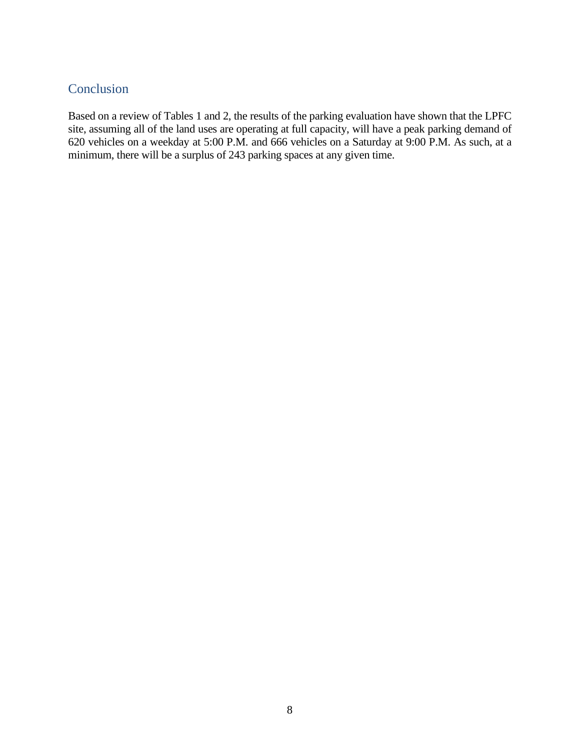## Conclusion

Based on a review of Tables 1 and 2, the results of the parking evaluation have shown that the LPFC site, assuming all of the land uses are operating at full capacity, will have a peak parking demand of 620 vehicles on a weekday at 5:00 P.M. and 666 vehicles on a Saturday at 9:00 P.M. As such, at a minimum, there will be a surplus of 243 parking spaces at any given time.